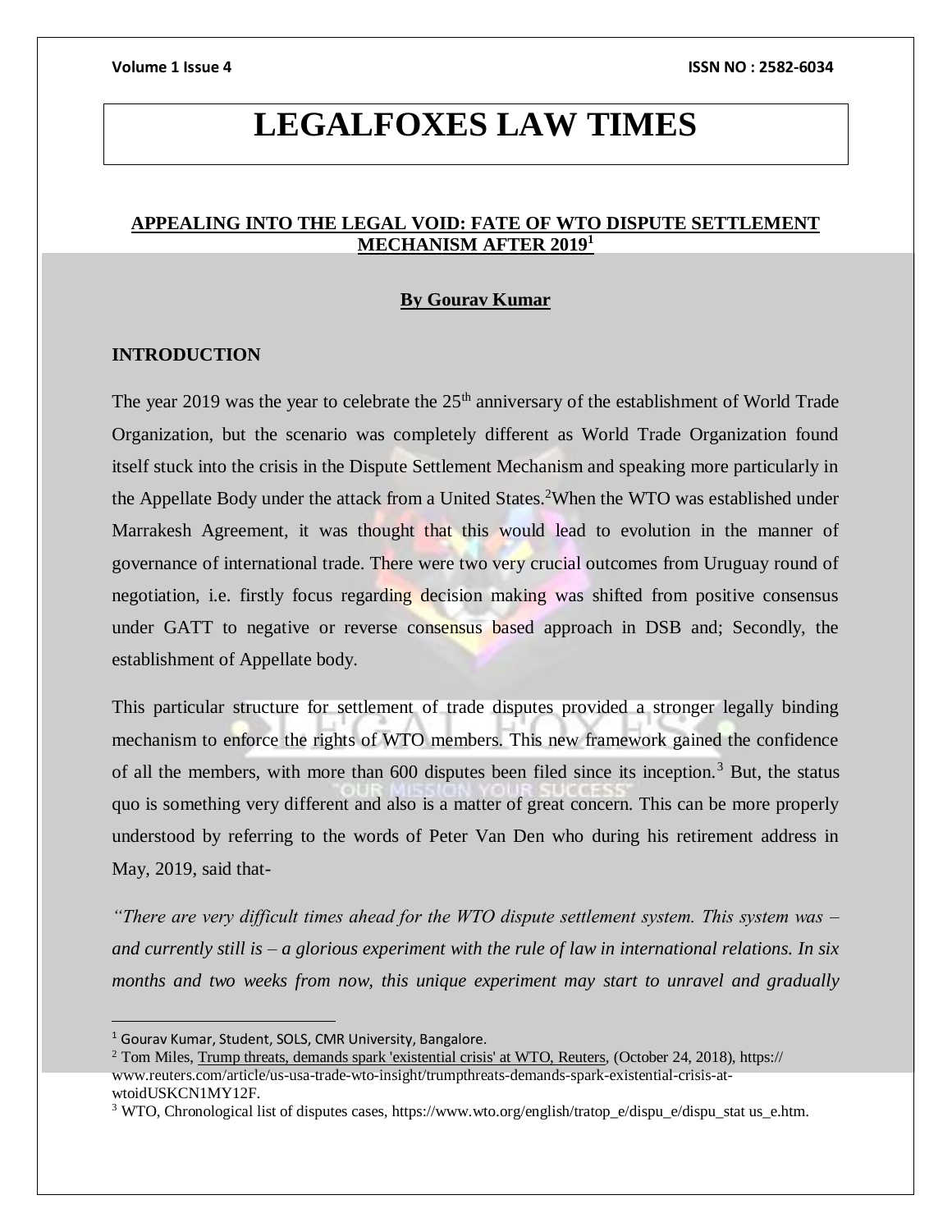# LEGALFOXES LAW TIMES

## APPEALING INTO THE LEGAL VOID: FATE OF WTO DISPUTE SETTLEMENT MECHANISM AFTER 2019[1]

**By Gourav Kumar**

### INTRODUCTION

The year 2019 was the year to celebrate the 25th anniversary of the establishment of World Trade Organization, but the scenario was completely different as World Trade Organization found itself stuck into the crisis in the Dispute Settlement Mechanism and speaking more particularly in the Appellate Body under the attack from a United States.[2] When the WTO was established under Marrakesh Agreement, it was thought that this would lead to evolution in the manner of governance of international trade. There were two very crucial outcomes from Uruguay round of negotiation, i.e. firstly focus regarding decision making was shifted from positive consensus under GATT to negative or reverse consensus based approach in DSB and; Secondly, the establishment of Appellate body.

This particular structure for settlement of trade disputes provided a stronger legally binding mechanism to enforce the rights of WTO members. This new framework gained the confidence of all the members, with more than 600 disputes been filed since its inception.[3] But, the status quo is something very different and also is a matter of great concern. This can be more properly understood by referring to the words of Peter Van Den who during his retirement address in May, 2019, said that-

*"There are very difficult times ahead for the WTO dispute settlement system. This system was – and currently still is – a glorious experiment with the rule of law in international relations. In six months and two weeks from now, this unique experiment may start to unravel and gradually*

---

[1] Gourav Kumar, Student, SOLS, CMR University, Bangalore.

[2] Tom Miles, Trump threats, demands spark 'existential crisis' at WTO, Reuters, (October 24, 2018), https://www.reuters.com/article/us-usa-trade-wto-insight/trumpthreats-demands-spark-existential-crisis-at-wtoidUSKCN1MY12F.

[3] WTO, Chronological list of disputes cases, https://www.wto.org/english/tratop_e/dispu_e/dispu_stat us_e.htm.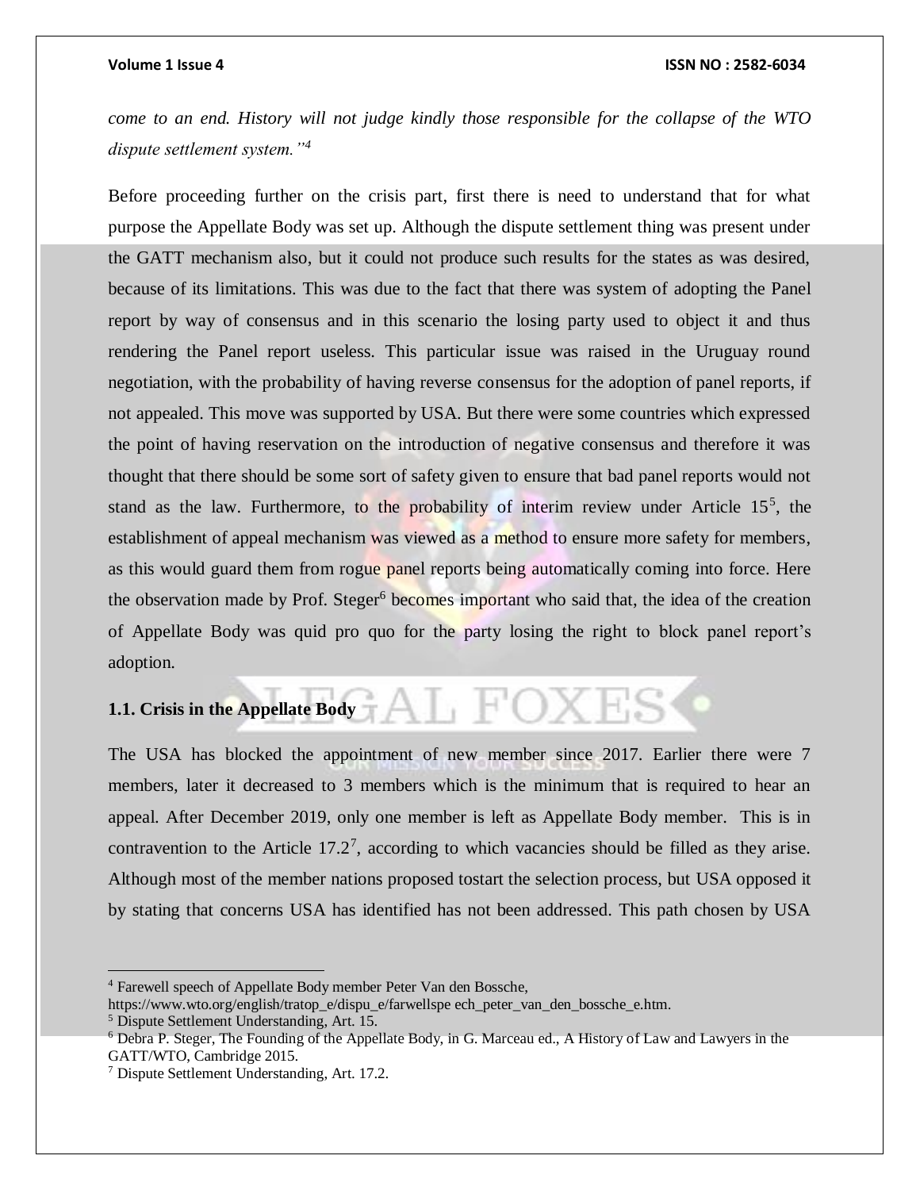*come to an end. History will not judge kindly those responsible for the collapse of the WTO dispute settlement system."*[4]

Before proceeding further on the crisis part, first there is need to understand that for what purpose the Appellate Body was set up. Although the dispute settlement thing was present under the GATT mechanism also, but it could not produce such results for the states as was desired, because of its limitations. This was due to the fact that there was system of adopting the Panel report by way of consensus and in this scenario the losing party used to object it and thus rendering the Panel report useless. This particular issue was raised in the Uruguay round negotiation, with the probability of having reverse consensus for the adoption of panel reports, if not appealed. This move was supported by USA. But there were some countries which expressed the point of having reservation on the introduction of negative consensus and therefore it was thought that there should be some sort of safety given to ensure that bad panel reports would not stand as the law. Furthermore, to the probability of interim review under Article 15[5], the establishment of appeal mechanism was viewed as a method to ensure more safety for members, as this would guard them from rogue panel reports being automatically coming into force. Here the observation made by Prof. Steger[6] becomes important who said that, the idea of the creation of Appellate Body was quid pro quo for the party losing the right to block panel report's adoption.

### 1.1. Crisis in the Appellate Body

The USA has blocked the appointment of new member since 2017. Earlier there were 7 members, later it decreased to 3 members which is the minimum that is required to hear an appeal. After December 2019, only one member is left as Appellate Body member. This is in contravention to the Article 17.2[7], according to which vacancies should be filled as they arise. Although most of the member nations proposed tostart the selection process, but USA opposed it by stating that concerns USA has identified has not been addressed. This path chosen by USA

---

[4] Farewell speech of Appellate Body member Peter Van den Bossche, https://www.wto.org/english/tratop_e/dispu_e/farwellspe ech_peter_van_den_bossche_e.htm.

[5] Dispute Settlement Understanding, Art. 15.

[6] Debra P. Steger, The Founding of the Appellate Body, in G. Marceau ed., A History of Law and Lawyers in the GATT/WTO, Cambridge 2015.

[7] Dispute Settlement Understanding, Art. 17.2.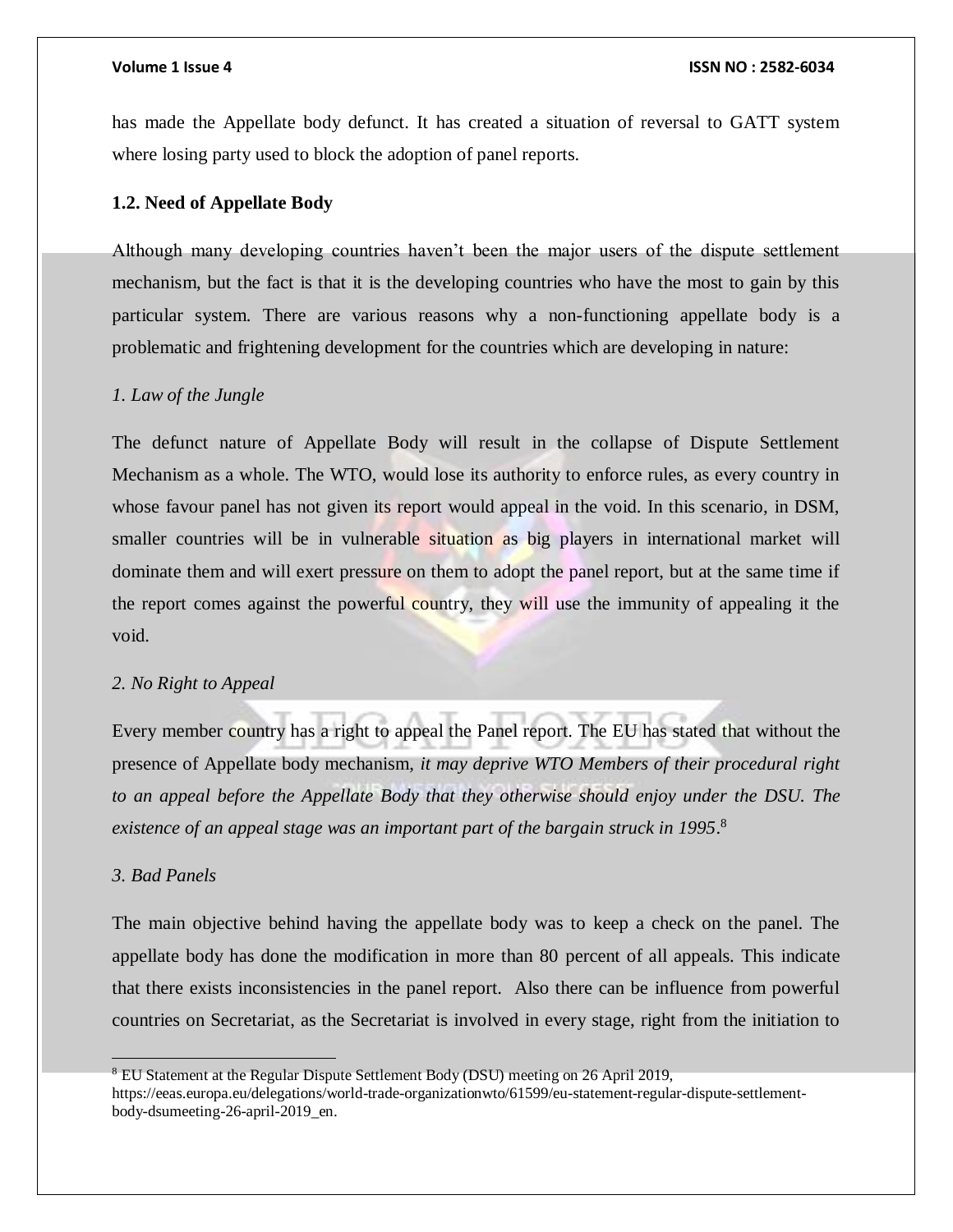has made the Appellate body defunct. It has created a situation of reversal to GATT system where losing party used to block the adoption of panel reports.

### 1.2. Need of Appellate Body

Although many developing countries haven't been the major users of the dispute settlement mechanism, but the fact is that it is the developing countries who have the most to gain by this particular system. There are various reasons why a non-functioning appellate body is a problematic and frightening development for the countries which are developing in nature:

*1. Law of the Jungle*

The defunct nature of Appellate Body will result in the collapse of Dispute Settlement Mechanism as a whole. The WTO, would lose its authority to enforce rules, as every country in whose favour panel has not given its report would appeal in the void. In this scenario, in DSM, smaller countries will be in vulnerable situation as big players in international market will dominate them and will exert pressure on them to adopt the panel report, but at the same time if the report comes against the powerful country, they will use the immunity of appealing it the void.

*2. No Right to Appeal*

Every member country has a right to appeal the Panel report. The EU has stated that without the presence of Appellate body mechanism, *it may deprive WTO Members of their procedural right to an appeal before the Appellate Body that they otherwise should enjoy under the DSU. The existence of an appeal stage was an important part of the bargain struck in 1995*.[8]

*3. Bad Panels*

The main objective behind having the appellate body was to keep a check on the panel. The appellate body has done the modification in more than 80 percent of all appeals. This indicate that there exists inconsistencies in the panel report. Also there can be influence from powerful countries on Secretariat, as the Secretariat is involved in every stage, right from the initiation to

---

[8] EU Statement at the Regular Dispute Settlement Body (DSU) meeting on 26 April 2019, https://eeas.europa.eu/delegations/world-trade-organizationwto/61599/eu-statement-regular-dispute-settlement-body-dsumeeting-26-april-2019_en.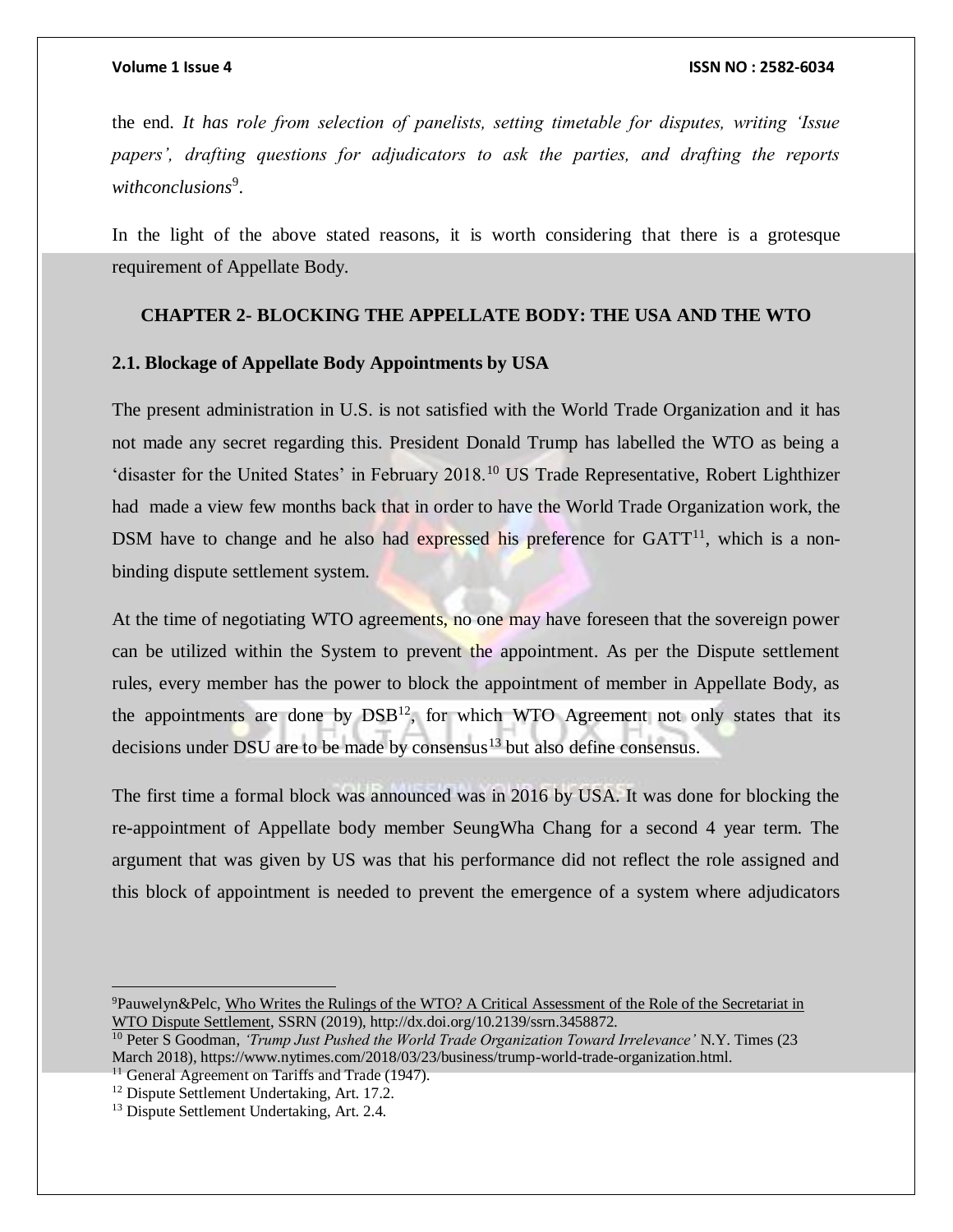the end. *It has role from selection of panelists, setting timetable for disputes, writing 'Issue papers', drafting questions for adjudicators to ask the parties, and drafting the reports withconclusions*[9].

In the light of the above stated reasons, it is worth considering that there is a grotesque requirement of Appellate Body.

## CHAPTER 2- BLOCKING THE APPELLATE BODY: THE USA AND THE WTO

### 2.1. Blockage of Appellate Body Appointments by USA

The present administration in U.S. is not satisfied with the World Trade Organization and it has not made any secret regarding this. President Donald Trump has labelled the WTO as being a 'disaster for the United States' in February 2018.[10] US Trade Representative, Robert Lighthizer had made a view few months back that in order to have the World Trade Organization work, the DSM have to change and he also had expressed his preference for GATT[11], which is a non-binding dispute settlement system.

At the time of negotiating WTO agreements, no one may have foreseen that the sovereign power can be utilized within the System to prevent the appointment. As per the Dispute settlement rules, every member has the power to block the appointment of member in Appellate Body, as the appointments are done by DSB[12], for which WTO Agreement not only states that its decisions under DSU are to be made by consensus[13] but also define consensus.

The first time a formal block was announced was in 2016 by USA. It was done for blocking the re-appointment of Appellate body member SeungWha Chang for a second 4 year term. The argument that was given by US was that his performance did not reflect the role assigned and this block of appointment is needed to prevent the emergence of a system where adjudicators

---

[9] Pauwelyn&Pelc, Who Writes the Rulings of the WTO? A Critical Assessment of the Role of the Secretariat in WTO Dispute Settlement, SSRN (2019), http://dx.doi.org/10.2139/ssrn.3458872.

[10] Peter S Goodman, *'Trump Just Pushed the World Trade Organization Toward Irrelevance'* N.Y. Times (23 March 2018), https://www.nytimes.com/2018/03/23/business/trump-world-trade-organization.html.

[11] General Agreement on Tariffs and Trade (1947).

[12] Dispute Settlement Undertaking, Art. 17.2.

[13] Dispute Settlement Undertaking, Art. 2.4.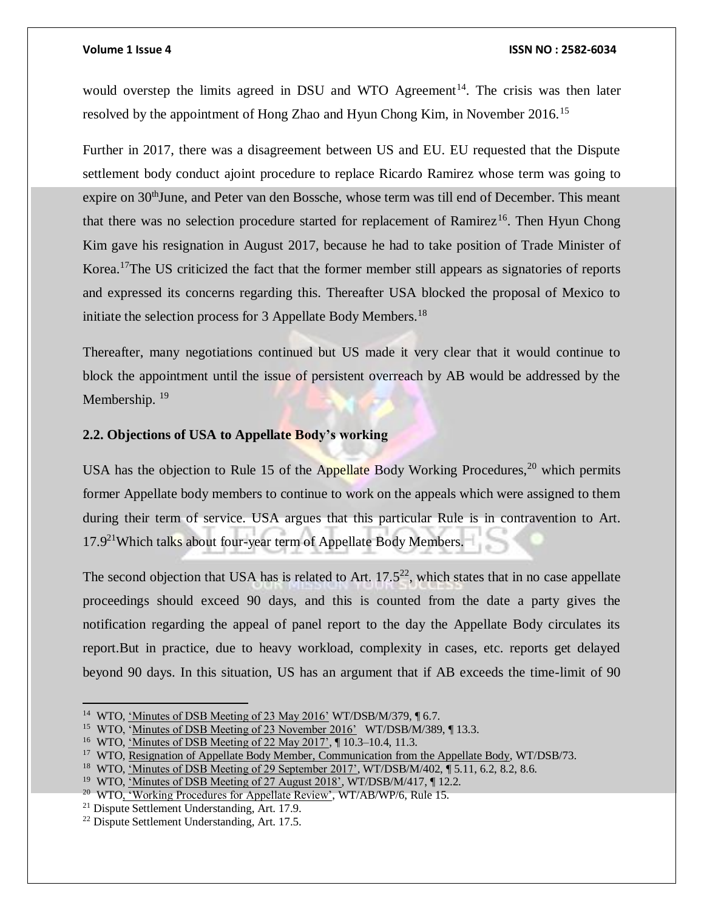would overstep the limits agreed in DSU and WTO Agreement[14]. The crisis was then later resolved by the appointment of Hong Zhao and Hyun Chong Kim, in November 2016.[15]

Further in 2017, there was a disagreement between US and EU. EU requested that the Dispute settlement body conduct ajoint procedure to replace Ricardo Ramirez whose term was going to expire on 30thJune, and Peter van den Bossche, whose term was till end of December. This meant that there was no selection procedure started for replacement of Ramirez[16]. Then Hyun Chong Kim gave his resignation in August 2017, because he had to take position of Trade Minister of Korea.[17]The US criticized the fact that the former member still appears as signatories of reports and expressed its concerns regarding this. Thereafter USA blocked the proposal of Mexico to initiate the selection process for 3 Appellate Body Members.[18]

Thereafter, many negotiations continued but US made it very clear that it would continue to block the appointment until the issue of persistent overreach by AB would be addressed by the Membership. [19]

### 2.2. Objections of USA to Appellate Body's working

USA has the objection to Rule 15 of the Appellate Body Working Procedures,[20] which permits former Appellate body members to continue to work on the appeals which were assigned to them during their term of service. USA argues that this particular Rule is in contravention to Art. 17.9[21]Which talks about four-year term of Appellate Body Members.

The second objection that USA has is related to Art. 17.5[22], which states that in no case appellate proceedings should exceed 90 days, and this is counted from the date a party gives the notification regarding the appeal of panel report to the day the Appellate Body circulates its report.But in practice, due to heavy workload, complexity in cases, etc. reports get delayed beyond 90 days. In this situation, US has an argument that if AB exceeds the time-limit of 90

---

[14] WTO, 'Minutes of DSB Meeting of 23 May 2016' WT/DSB/M/379, ¶ 6.7.

[15] WTO, 'Minutes of DSB Meeting of 23 November 2016' WT/DSB/M/389, ¶ 13.3.

[16] WTO, 'Minutes of DSB Meeting of 22 May 2017', ¶ 10.3–10.4, 11.3.

[17] WTO, Resignation of Appellate Body Member, Communication from the Appellate Body, WT/DSB/73.

[18] WTO, 'Minutes of DSB Meeting of 29 September 2017', WT/DSB/M/402, ¶ 5.11, 6.2, 8.2, 8.6.

[19] WTO, 'Minutes of DSB Meeting of 27 August 2018', WT/DSB/M/417, ¶ 12.2.

[20] WTO, 'Working Procedures for Appellate Review', WT/AB/WP/6, Rule 15.

[21] Dispute Settlement Understanding, Art. 17.9.

[22] Dispute Settlement Understanding, Art. 17.5.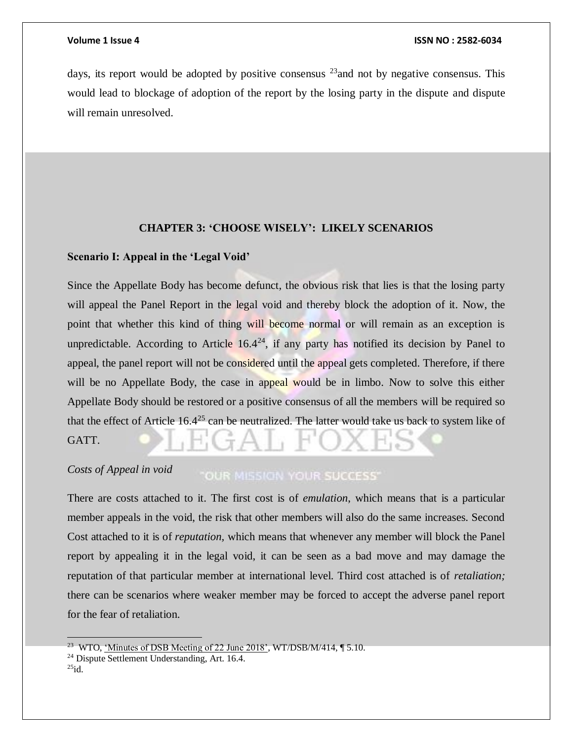days, its report would be adopted by positive consensus [23]and not by negative consensus. This would lead to blockage of adoption of the report by the losing party in the dispute and dispute will remain unresolved.

## CHAPTER 3: 'CHOOSE WISELY': LIKELY SCENARIOS

### Scenario I: Appeal in the 'Legal Void'

Since the Appellate Body has become defunct, the obvious risk that lies is that the losing party will appeal the Panel Report in the legal void and thereby block the adoption of it. Now, the point that whether this kind of thing will become normal or will remain as an exception is unpredictable. According to Article 16.4[24], if any party has notified its decision by Panel to appeal, the panel report will not be considered until the appeal gets completed. Therefore, if there will be no Appellate Body, the case in appeal would be in limbo. Now to solve this either Appellate Body should be restored or a positive consensus of all the members will be required so that the effect of Article 16.4[25] can be neutralized. The latter would take us back to system like of GATT.

*Costs of Appeal in void*

There are costs attached to it. The first cost is of *emulation,* which means that is a particular member appeals in the void, the risk that other members will also do the same increases. Second Cost attached to it is of *reputation,* which means that whenever any member will block the Panel report by appealing it in the legal void, it can be seen as a bad move and may damage the reputation of that particular member at international level. Third cost attached is of *retaliation;* there can be scenarios where weaker member may be forced to accept the adverse panel report for the fear of retaliation.

---

[23] WTO, 'Minutes of DSB Meeting of 22 June 2018', WT/DSB/M/414, ¶ 5.10.

[24] Dispute Settlement Understanding, Art. 16.4.

[25] id.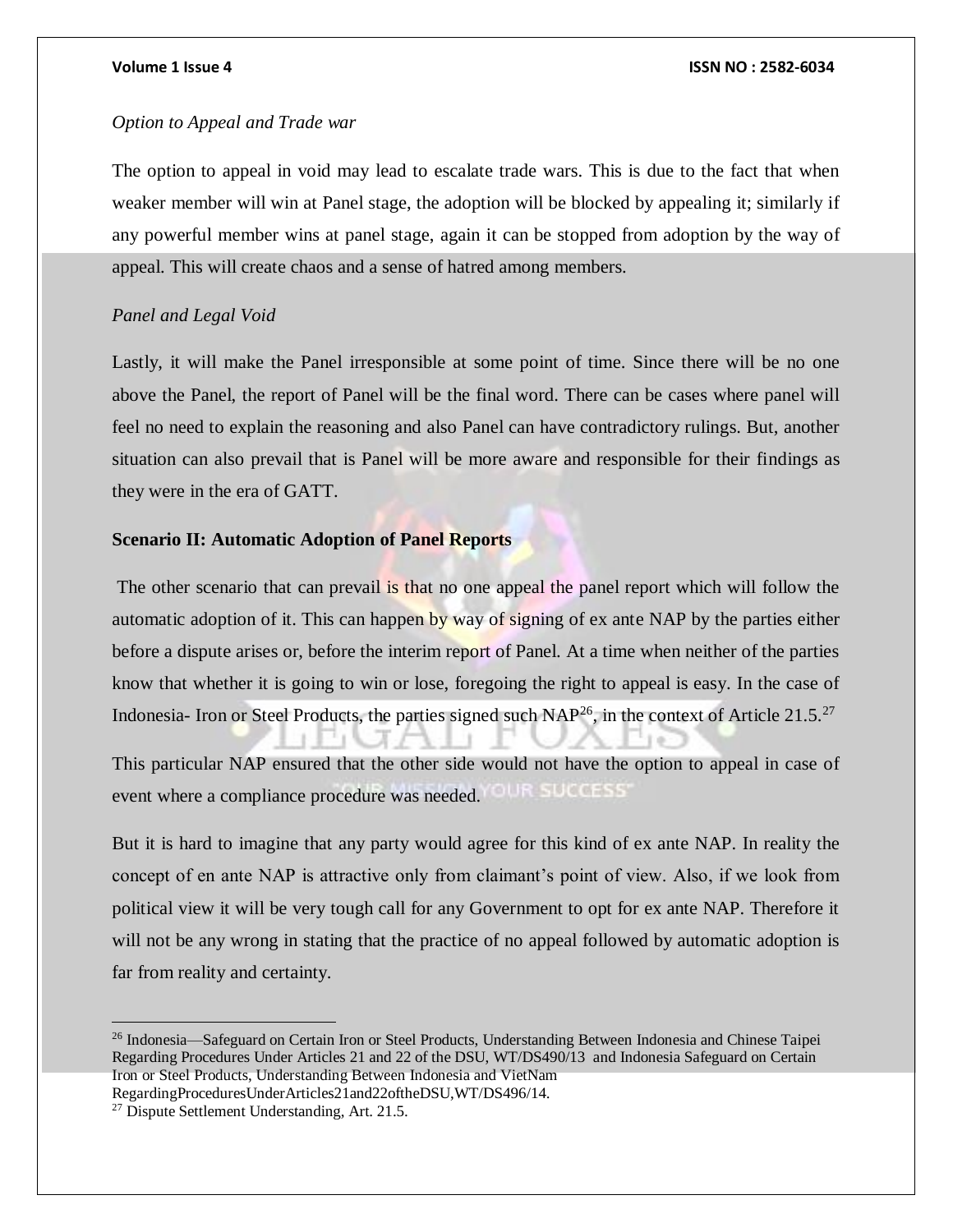*Option to Appeal and Trade war*

The option to appeal in void may lead to escalate trade wars. This is due to the fact that when weaker member will win at Panel stage, the adoption will be blocked by appealing it; similarly if any powerful member wins at panel stage, again it can be stopped from adoption by the way of appeal. This will create chaos and a sense of hatred among members.

*Panel and Legal Void*

Lastly, it will make the Panel irresponsible at some point of time. Since there will be no one above the Panel, the report of Panel will be the final word. There can be cases where panel will feel no need to explain the reasoning and also Panel can have contradictory rulings. But, another situation can also prevail that is Panel will be more aware and responsible for their findings as they were in the era of GATT.

**Scenario II: Automatic Adoption of Panel Reports**

The other scenario that can prevail is that no one appeal the panel report which will follow the automatic adoption of it. This can happen by way of signing of ex ante NAP by the parties either before a dispute arises or, before the interim report of Panel. At a time when neither of the parties know that whether it is going to win or lose, foregoing the right to appeal is easy. In the case of Indonesia- Iron or Steel Products, the parties signed such NAP[26], in the context of Article 21.5.[27]

This particular NAP ensured that the other side would not have the option to appeal in case of event where a compliance procedure was needed.

But it is hard to imagine that any party would agree for this kind of ex ante NAP. In reality the concept of en ante NAP is attractive only from claimant's point of view. Also, if we look from political view it will be very tough call for any Government to opt for ex ante NAP. Therefore it will not be any wrong in stating that the practice of no appeal followed by automatic adoption is far from reality and certainty.

---

[26] Indonesia—Safeguard on Certain Iron or Steel Products, Understanding Between Indonesia and Chinese Taipei Regarding Procedures Under Articles 21 and 22 of the DSU, WT/DS490/13 and Indonesia Safeguard on Certain Iron or Steel Products, Understanding Between Indonesia and VietNam RegardingProceduresUnderArticles21and22oftheDSU,WT/DS496/14.

[27] Dispute Settlement Understanding, Art. 21.5.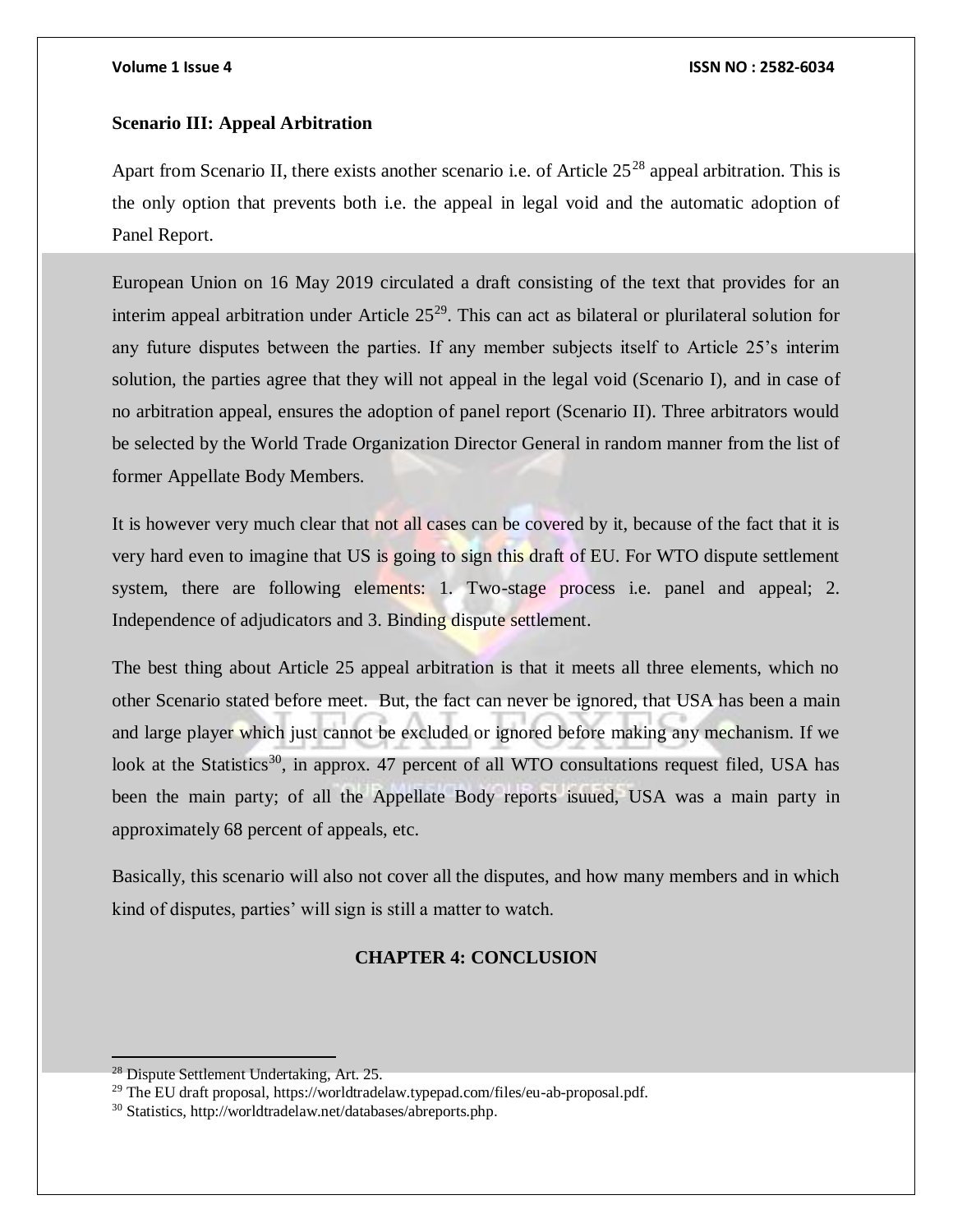**Scenario III: Appeal Arbitration**

Apart from Scenario II, there exists another scenario i.e. of Article 25[28] appeal arbitration. This is the only option that prevents both i.e. the appeal in legal void and the automatic adoption of Panel Report.

European Union on 16 May 2019 circulated a draft consisting of the text that provides for an interim appeal arbitration under Article 25[29]. This can act as bilateral or plurilateral solution for any future disputes between the parties. If any member subjects itself to Article 25's interim solution, the parties agree that they will not appeal in the legal void (Scenario I), and in case of no arbitration appeal, ensures the adoption of panel report (Scenario II). Three arbitrators would be selected by the World Trade Organization Director General in random manner from the list of former Appellate Body Members.

It is however very much clear that not all cases can be covered by it, because of the fact that it is very hard even to imagine that US is going to sign this draft of EU. For WTO dispute settlement system, there are following elements: 1. Two-stage process i.e. panel and appeal; 2. Independence of adjudicators and 3. Binding dispute settlement.

The best thing about Article 25 appeal arbitration is that it meets all three elements, which no other Scenario stated before meet. But, the fact can never be ignored, that USA has been a main and large player which just cannot be excluded or ignored before making any mechanism. If we look at the Statistics[30], in approx. 47 percent of all WTO consultations request filed, USA has been the main party; of all the Appellate Body reports isuued, USA was a main party in approximately 68 percent of appeals, etc.

Basically, this scenario will also not cover all the disputes, and how many members and in which kind of disputes, parties' will sign is still a matter to watch.

## CHAPTER 4: CONCLUSION

---

[28] Dispute Settlement Undertaking, Art. 25.

[29] The EU draft proposal, https://worldtradelaw.typepad.com/files/eu-ab-proposal.pdf.

[30] Statistics, http://worldtradelaw.net/databases/abreports.php.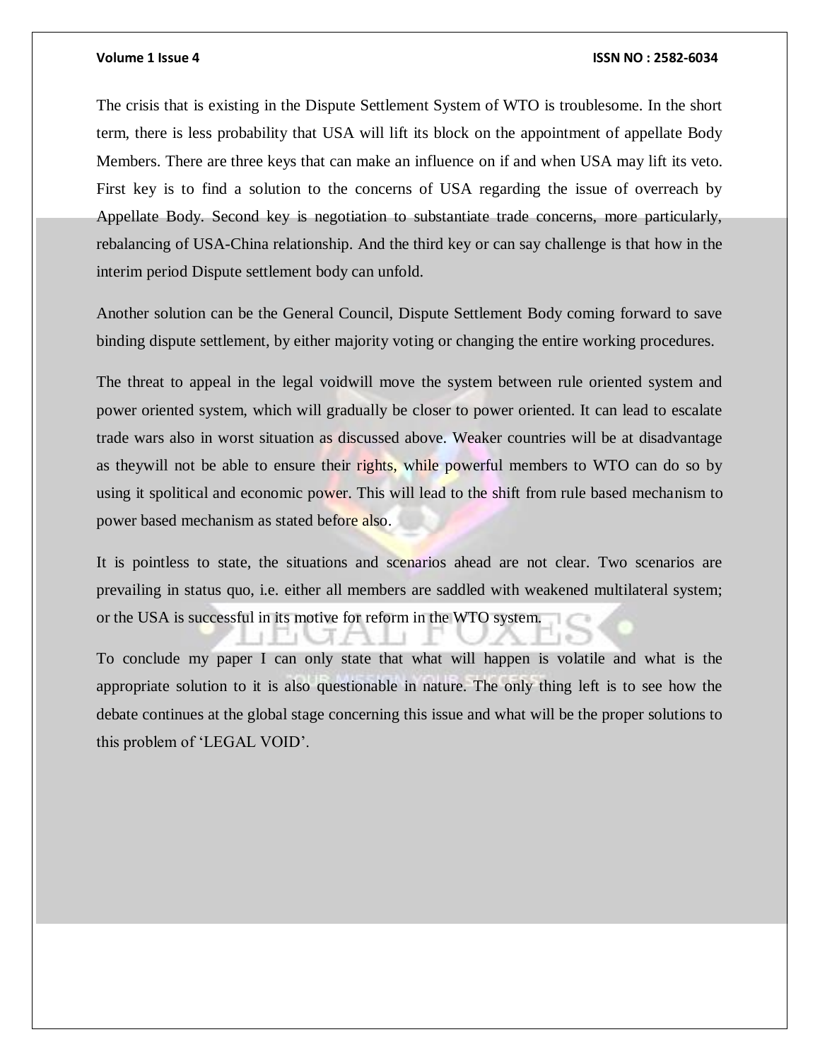The crisis that is existing in the Dispute Settlement System of WTO is troublesome. In the short term, there is less probability that USA will lift its block on the appointment of appellate Body Members. There are three keys that can make an influence on if and when USA may lift its veto. First key is to find a solution to the concerns of USA regarding the issue of overreach by Appellate Body. Second key is negotiation to substantiate trade concerns, more particularly, rebalancing of USA-China relationship. And the third key or can say challenge is that how in the interim period Dispute settlement body can unfold.

Another solution can be the General Council, Dispute Settlement Body coming forward to save binding dispute settlement, by either majority voting or changing the entire working procedures.

The threat to appeal in the legal voidwill move the system between rule oriented system and power oriented system, which will gradually be closer to power oriented. It can lead to escalate trade wars also in worst situation as discussed above. Weaker countries will be at disadvantage as theywill not be able to ensure their rights, while powerful members to WTO can do so by using it spolitical and economic power. This will lead to the shift from rule based mechanism to power based mechanism as stated before also.

It is pointless to state, the situations and scenarios ahead are not clear. Two scenarios are prevailing in status quo, i.e. either all members are saddled with weakened multilateral system; or the USA is successful in its motive for reform in the WTO system.

To conclude my paper I can only state that what will happen is volatile and what is the appropriate solution to it is also questionable in nature. The only thing left is to see how the debate continues at the global stage concerning this issue and what will be the proper solutions to this problem of 'LEGAL VOID'.